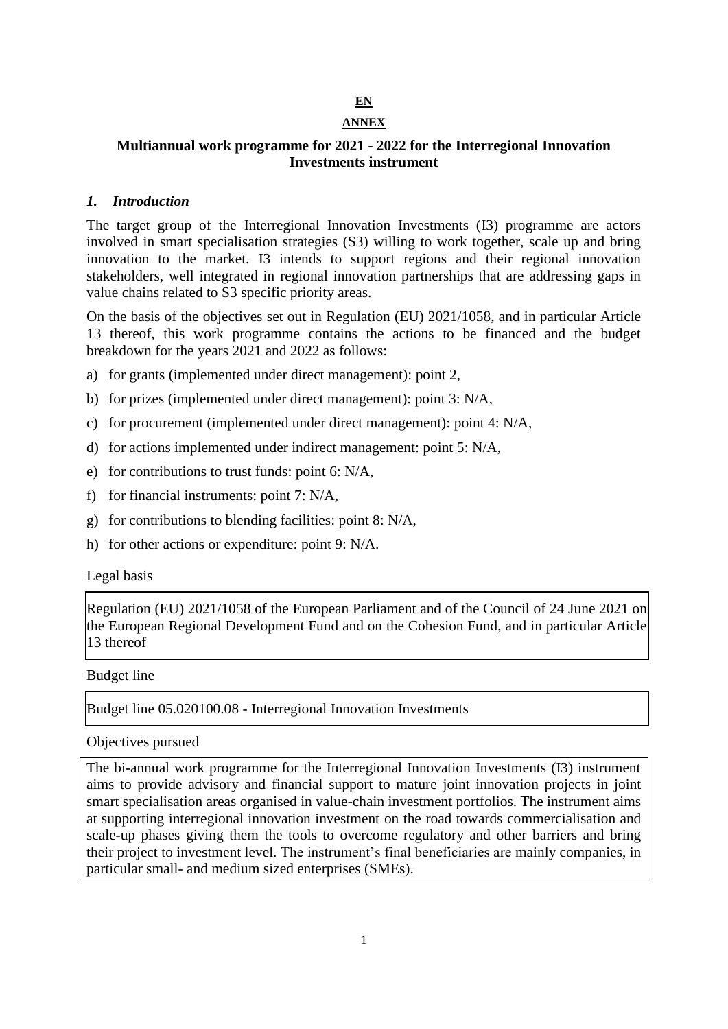**EN**

**ANNEX**

# Multiannual work programme for 2021 - 2022 for the Interregional Innovation Investments instrument

## *1. Introduction*

The target group of the Interregional Innovation Investments (I3) programme are actors involved in smart specialisation strategies (S3) willing to work together, scale up and bring innovation to the market. I3 intends to support regions and their regional innovation stakeholders, well integrated in regional innovation partnerships that are addressing gaps in value chains related to S3 specific priority areas.

On the basis of the objectives set out in Regulation (EU) 2021/1058, and in particular Article 13 thereof, this work programme contains the actions to be financed and the budget breakdown for the years 2021 and 2022 as follows:

a) for grants (implemented under direct management): point 2,

b) for prizes (implemented under direct management): point 3: N/A,

c) for procurement (implemented under direct management): point 4: N/A,

d) for actions implemented under indirect management: point 5: N/A,

e) for contributions to trust funds: point 6: N/A,

f) for financial instruments: point 7: N/A,

g) for contributions to blending facilities: point 8: N/A,

h) for other actions or expenditure: point 9: N/A.

Legal basis

| Regulation (EU) 2021/1058 of the European Parliament and of the Council of 24 June 2021 on the European Regional Development Fund and on the Cohesion Fund, and in particular Article 13 thereof |
|---|

Budget line

| Budget line 05.020100.08 - Interregional Innovation Investments |
|---|

Objectives pursued

| The bi-annual work programme for the Interregional Innovation Investments (I3) instrument aims to provide advisory and financial support to mature joint innovation projects in joint smart specialisation areas organised in value-chain investment portfolios. The instrument aims at supporting interregional innovation investment on the road towards commercialisation and scale-up phases giving them the tools to overcome regulatory and other barriers and bring their project to investment level. The instrument's final beneficiaries are mainly companies, in particular small- and medium sized enterprises (SMEs). |
|---|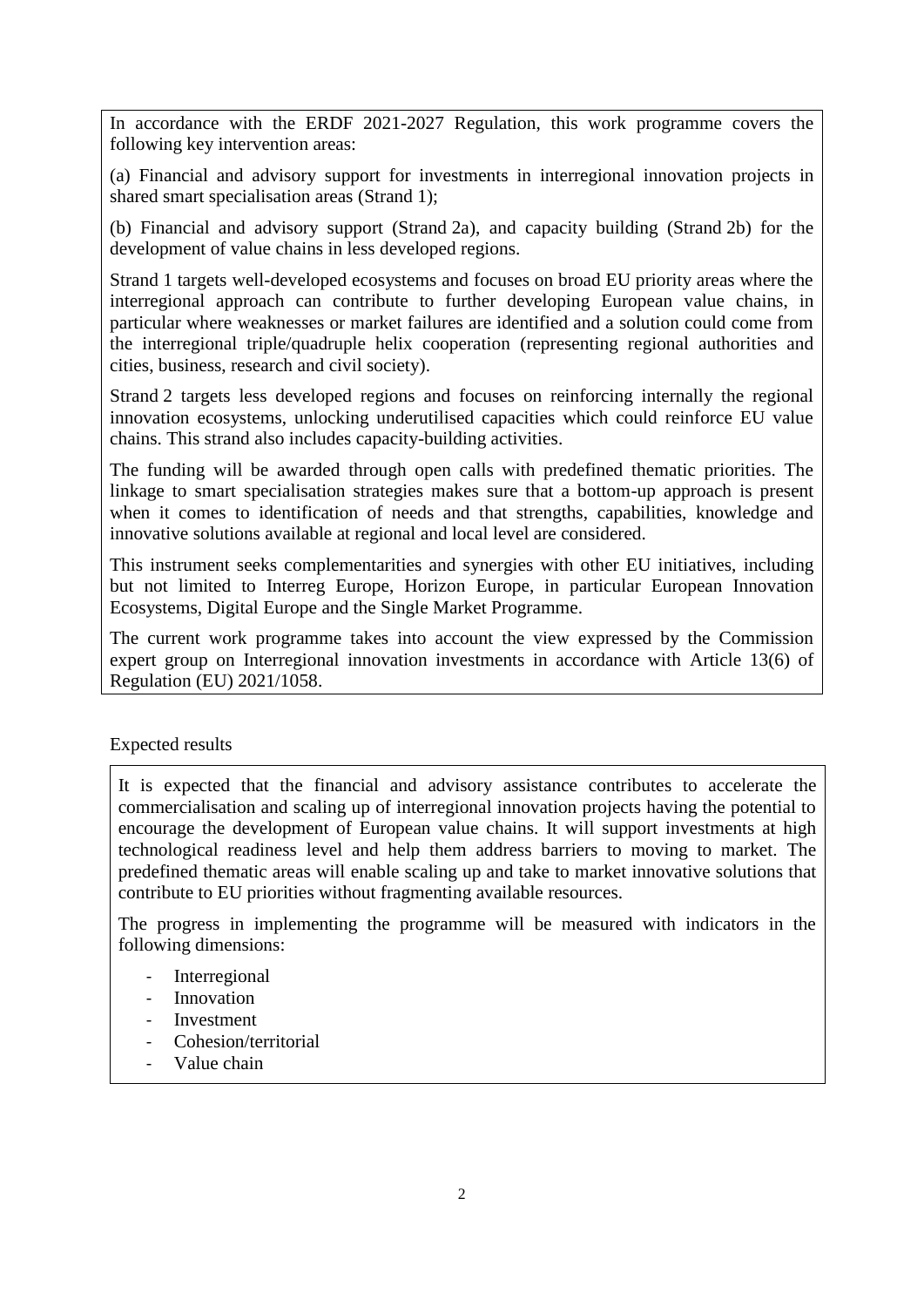In accordance with the ERDF 2021-2027 Regulation, this work programme covers the following key intervention areas:

(a) Financial and advisory support for investments in interregional innovation projects in shared smart specialisation areas (Strand 1);

(b) Financial and advisory support (Strand 2a), and capacity building (Strand 2b) for the development of value chains in less developed regions.

Strand 1 targets well-developed ecosystems and focuses on broad EU priority areas where the interregional approach can contribute to further developing European value chains, in particular where weaknesses or market failures are identified and a solution could come from the interregional triple/quadruple helix cooperation (representing regional authorities and cities, business, research and civil society).

Strand 2 targets less developed regions and focuses on reinforcing internally the regional innovation ecosystems, unlocking underutilised capacities which could reinforce EU value chains. This strand also includes capacity-building activities.

The funding will be awarded through open calls with predefined thematic priorities. The linkage to smart specialisation strategies makes sure that a bottom-up approach is present when it comes to identification of needs and that strengths, capabilities, knowledge and innovative solutions available at regional and local level are considered.

This instrument seeks complementarities and synergies with other EU initiatives, including but not limited to Interreg Europe, Horizon Europe, in particular European Innovation Ecosystems, Digital Europe and the Single Market Programme.

The current work programme takes into account the view expressed by the Commission expert group on Interregional innovation investments in accordance with Article 13(6) of Regulation (EU) 2021/1058.

Expected results

It is expected that the financial and advisory assistance contributes to accelerate the commercialisation and scaling up of interregional innovation projects having the potential to encourage the development of European value chains. It will support investments at high technological readiness level and help them address barriers to moving to market. The predefined thematic areas will enable scaling up and take to market innovative solutions that contribute to EU priorities without fragmenting available resources.

The progress in implementing the programme will be measured with indicators in the following dimensions:

- Interregional
- Innovation
- Investment
- Cohesion/territorial
- Value chain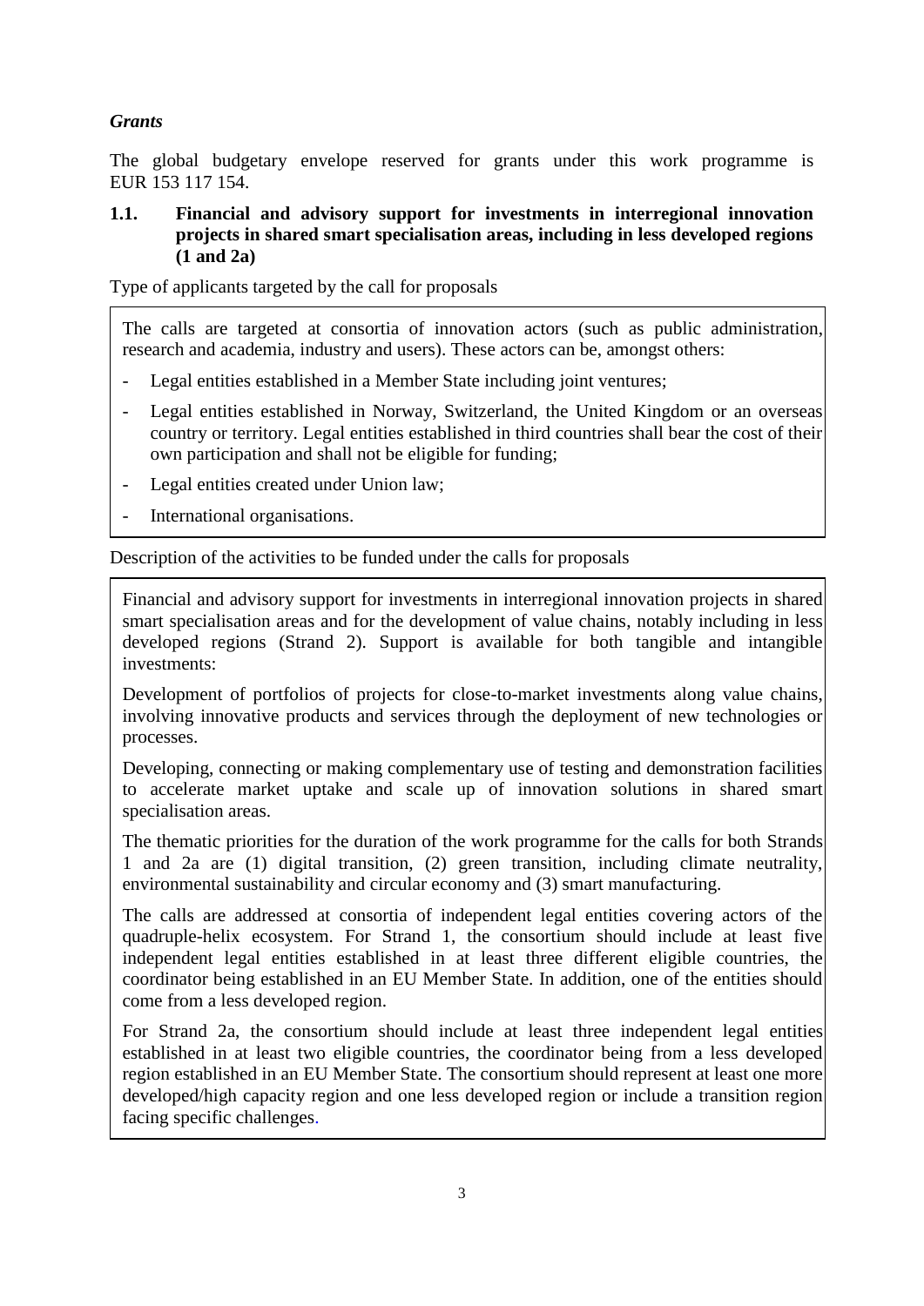*Grants*

The global budgetary envelope reserved for grants under this work programme is EUR 153 117 154.

### 1.1. Financial and advisory support for investments in interregional innovation projects in shared smart specialisation areas, including in less developed regions (1 and 2a)

Type of applicants targeted by the call for proposals

The calls are targeted at consortia of innovation actors (such as public administration, research and academia, industry and users). These actors can be, amongst others:

- Legal entities established in a Member State including joint ventures;
- Legal entities established in Norway, Switzerland, the United Kingdom or an overseas country or territory. Legal entities established in third countries shall bear the cost of their own participation and shall not be eligible for funding;
- Legal entities created under Union law;
- International organisations.

Description of the activities to be funded under the calls for proposals

Financial and advisory support for investments in interregional innovation projects in shared smart specialisation areas and for the development of value chains, notably including in less developed regions (Strand 2). Support is available for both tangible and intangible investments:

Development of portfolios of projects for close-to-market investments along value chains, involving innovative products and services through the deployment of new technologies or processes.

Developing, connecting or making complementary use of testing and demonstration facilities to accelerate market uptake and scale up of innovation solutions in shared smart specialisation areas.

The thematic priorities for the duration of the work programme for the calls for both Strands 1 and 2a are (1) digital transition, (2) green transition, including climate neutrality, environmental sustainability and circular economy and (3) smart manufacturing.

The calls are addressed at consortia of independent legal entities covering actors of the quadruple-helix ecosystem. For Strand 1, the consortium should include at least five independent legal entities established in at least three different eligible countries, the coordinator being established in an EU Member State. In addition, one of the entities should come from a less developed region.

For Strand 2a, the consortium should include at least three independent legal entities established in at least two eligible countries, the coordinator being from a less developed region established in an EU Member State. The consortium should represent at least one more developed/high capacity region and one less developed region or include a transition region facing specific challenges.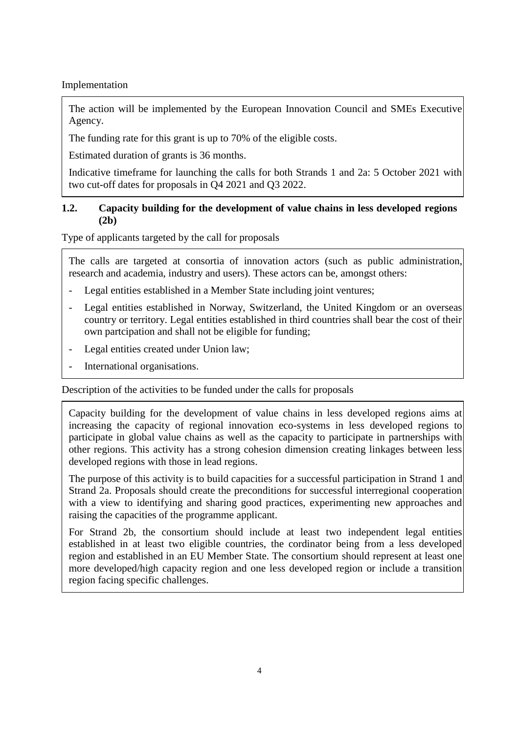Implementation

The action will be implemented by the European Innovation Council and SMEs Executive Agency.

The funding rate for this grant is up to 70% of the eligible costs.

Estimated duration of grants is 36 months.

Indicative timeframe for launching the calls for both Strands 1 and 2a: 5 October 2021 with two cut-off dates for proposals in Q4 2021 and Q3 2022.

### 1.2. Capacity building for the development of value chains in less developed regions (2b)

Type of applicants targeted by the call for proposals

The calls are targeted at consortia of innovation actors (such as public administration, research and academia, industry and users). These actors can be, amongst others:

- Legal entities established in a Member State including joint ventures;
- Legal entities established in Norway, Switzerland, the United Kingdom or an overseas country or territory. Legal entities established in third countries shall bear the cost of their own partcipation and shall not be eligible for funding;
- Legal entities created under Union law;
- International organisations.

Description of the activities to be funded under the calls for proposals

Capacity building for the development of value chains in less developed regions aims at increasing the capacity of regional innovation eco-systems in less developed regions to participate in global value chains as well as the capacity to participate in partnerships with other regions. This activity has a strong cohesion dimension creating linkages between less developed regions with those in lead regions.

The purpose of this activity is to build capacities for a successful participation in Strand 1 and Strand 2a. Proposals should create the preconditions for successful interregional cooperation with a view to identifying and sharing good practices, experimenting new approaches and raising the capacities of the programme applicant.

For Strand 2b, the consortium should include at least two independent legal entities established in at least two eligible countries, the cordinator being from a less developed region and established in an EU Member State. The consortium should represent at least one more developed/high capacity region and one less developed region or include a transition region facing specific challenges.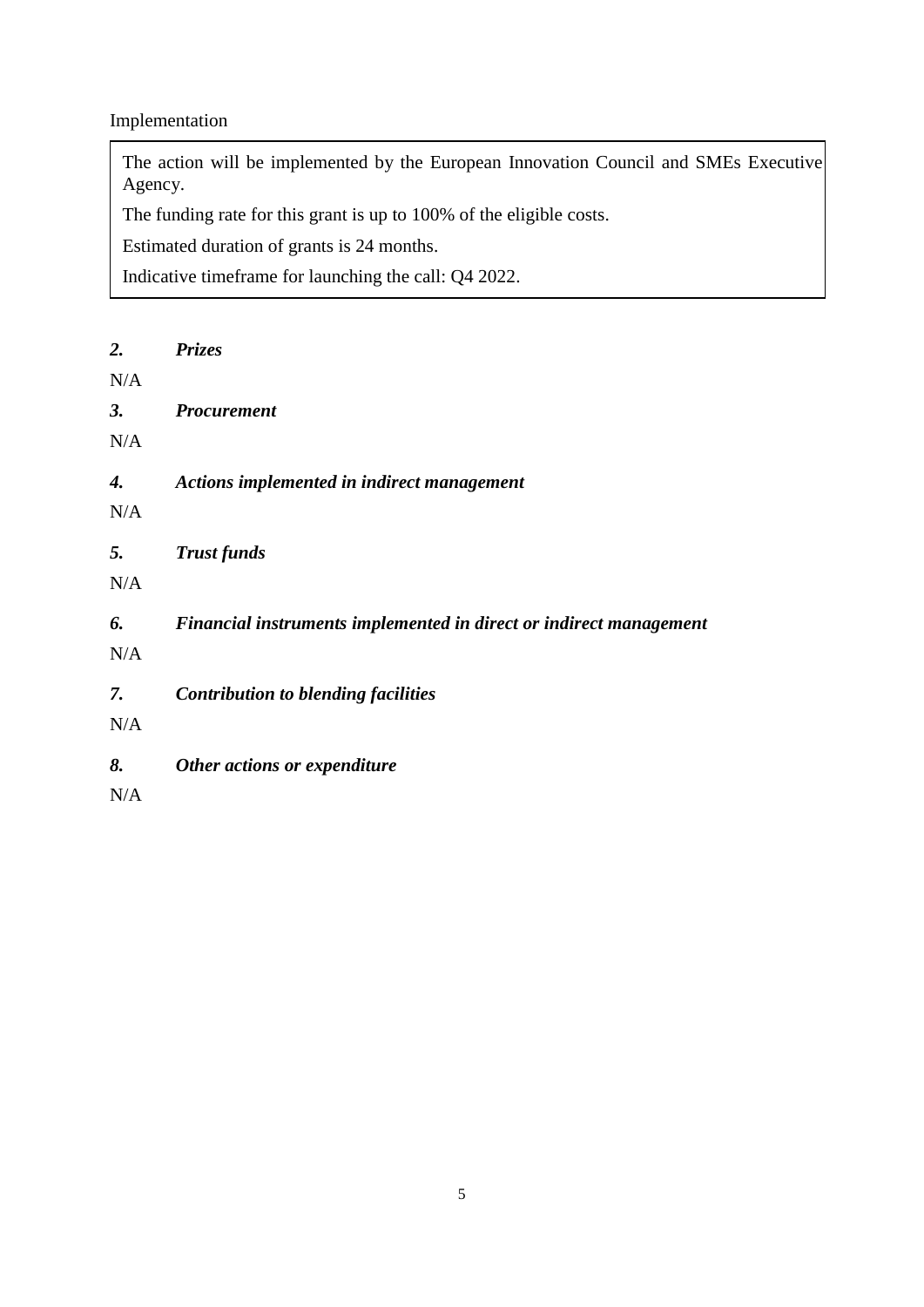Implementation

The action will be implemented by the European Innovation Council and SMEs Executive Agency.

The funding rate for this grant is up to 100% of the eligible costs.

Estimated duration of grants is 24 months.

Indicative timeframe for launching the call: Q4 2022.

### *2. Prizes*

N/A

### *3. Procurement*

N/A

### *4. Actions implemented in indirect management*

N/A

### *5. Trust funds*

N/A

### *6. Financial instruments implemented in direct or indirect management*

N/A

### *7. Contribution to blending facilities*

N/A

### *8. Other actions or expenditure*

N/A